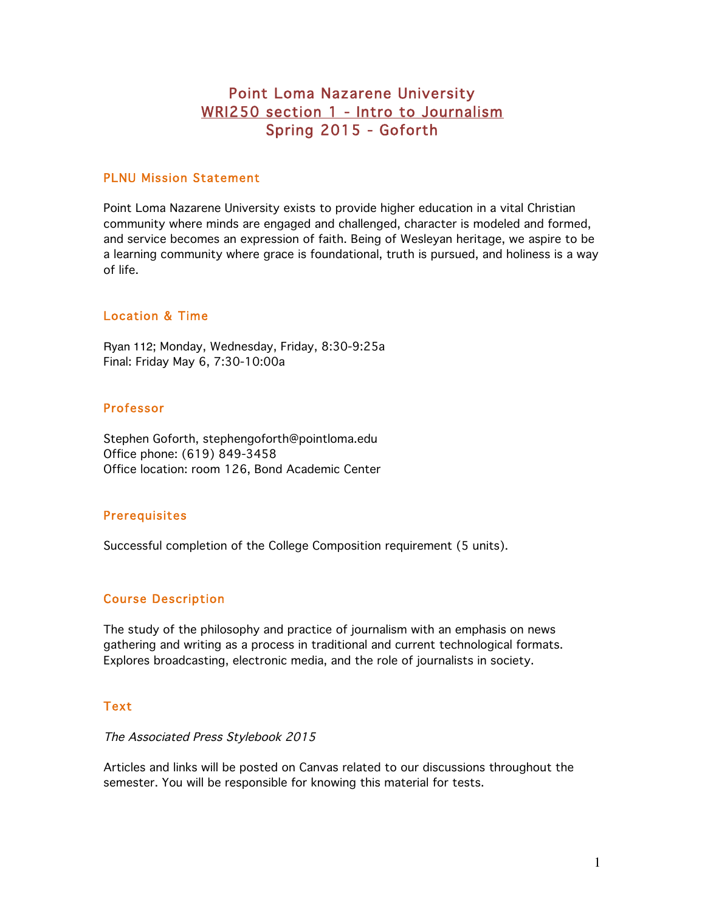# Point Loma Nazarene University
# WRI250 section 1 - Intro to Journalism
# Spring 2015 - Goforth

## PLNU Mission Statement

Point Loma Nazarene University exists to provide higher education in a vital Christian community where minds are engaged and challenged, character is modeled and formed, and service becomes an expression of faith. Being of Wesleyan heritage, we aspire to be a learning community where grace is foundational, truth is pursued, and holiness is a way of life.

## Location & Time

Ryan 112; Monday, Wednesday, Friday, 8:30-9:25a
Final: Friday May 6, 7:30-10:00a

## Professor

Stephen Goforth, stephengoforth@pointloma.edu
Office phone: (619) 849-3458
Office location: room 126, Bond Academic Center

## Prerequisites

Successful completion of the College Composition requirement (5 units).

## Course Description

The study of the philosophy and practice of journalism with an emphasis on news gathering and writing as a process in traditional and current technological formats. Explores broadcasting, electronic media, and the role of journalists in society.

## Text

*The Associated Press Stylebook 2015*

Articles and links will be posted on Canvas related to our discussions throughout the semester. You will be responsible for knowing this material for tests.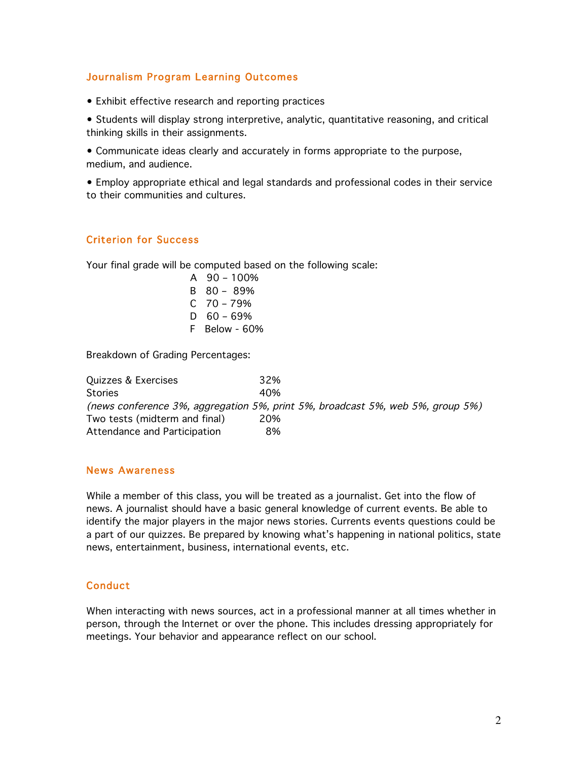## Journalism Program Learning Outcomes

- Exhibit effective research and reporting practices
- Students will display strong interpretive, analytic, quantitative reasoning, and critical thinking skills in their assignments.
- Communicate ideas clearly and accurately in forms appropriate to the purpose, medium, and audience.
- Employ appropriate ethical and legal standards and professional codes in their service to their communities and cultures.

## Criterion for Success

Your final grade will be computed based on the following scale:

| | |
|---|---|
| A | 90 – 100% |
| B | 80 – 89% |
| C | 70 – 79% |
| D | 60 – 69% |
| F | Below - 60% |

Breakdown of Grading Percentages:

| | |
|---|---|
| Quizzes & Exercises | 32% |
| Stories | 40% |
| *(news conference 3%, aggregation 5%, print 5%, broadcast 5%, web 5%, group 5%)* | |
| Two tests (midterm and final) | 20% |
| Attendance and Participation | 8% |

## News Awareness

While a member of this class, you will be treated as a journalist. Get into the flow of news. A journalist should have a basic general knowledge of current events. Be able to identify the major players in the major news stories. Currents events questions could be a part of our quizzes. Be prepared by knowing what's happening in national politics, state news, entertainment, business, international events, etc.

## Conduct

When interacting with news sources, act in a professional manner at all times whether in person, through the Internet or over the phone. This includes dressing appropriately for meetings. Your behavior and appearance reflect on our school.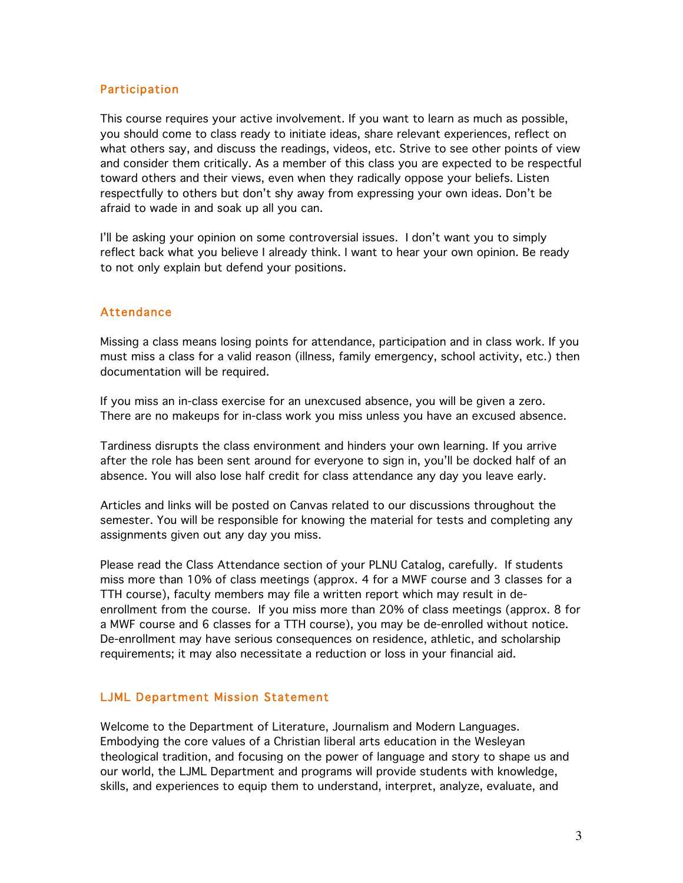## Participation

This course requires your active involvement. If you want to learn as much as possible, you should come to class ready to initiate ideas, share relevant experiences, reflect on what others say, and discuss the readings, videos, etc. Strive to see other points of view and consider them critically. As a member of this class you are expected to be respectful toward others and their views, even when they radically oppose your beliefs. Listen respectfully to others but don't shy away from expressing your own ideas. Don't be afraid to wade in and soak up all you can.

I'll be asking your opinion on some controversial issues. I don't want you to simply reflect back what you believe I already think. I want to hear your own opinion. Be ready to not only explain but defend your positions.

## Attendance

Missing a class means losing points for attendance, participation and in class work. If you must miss a class for a valid reason (illness, family emergency, school activity, etc.) then documentation will be required.

If you miss an in-class exercise for an unexcused absence, you will be given a zero. There are no makeups for in-class work you miss unless you have an excused absence.

Tardiness disrupts the class environment and hinders your own learning. If you arrive after the role has been sent around for everyone to sign in, you'll be docked half of an absence. You will also lose half credit for class attendance any day you leave early.

Articles and links will be posted on Canvas related to our discussions throughout the semester. You will be responsible for knowing the material for tests and completing any assignments given out any day you miss.

Please read the Class Attendance section of your PLNU Catalog, carefully. If students miss more than 10% of class meetings (approx. 4 for a MWF course and 3 classes for a TTH course), faculty members may file a written report which may result in de-enrollment from the course. If you miss more than 20% of class meetings (approx. 8 for a MWF course and 6 classes for a TTH course), you may be de-enrolled without notice. De-enrollment may have serious consequences on residence, athletic, and scholarship requirements; it may also necessitate a reduction or loss in your financial aid.

## LJML Department Mission Statement

Welcome to the Department of Literature, Journalism and Modern Languages. Embodying the core values of a Christian liberal arts education in the Wesleyan theological tradition, and focusing on the power of language and story to shape us and our world, the LJML Department and programs will provide students with knowledge, skills, and experiences to equip them to understand, interpret, analyze, evaluate, and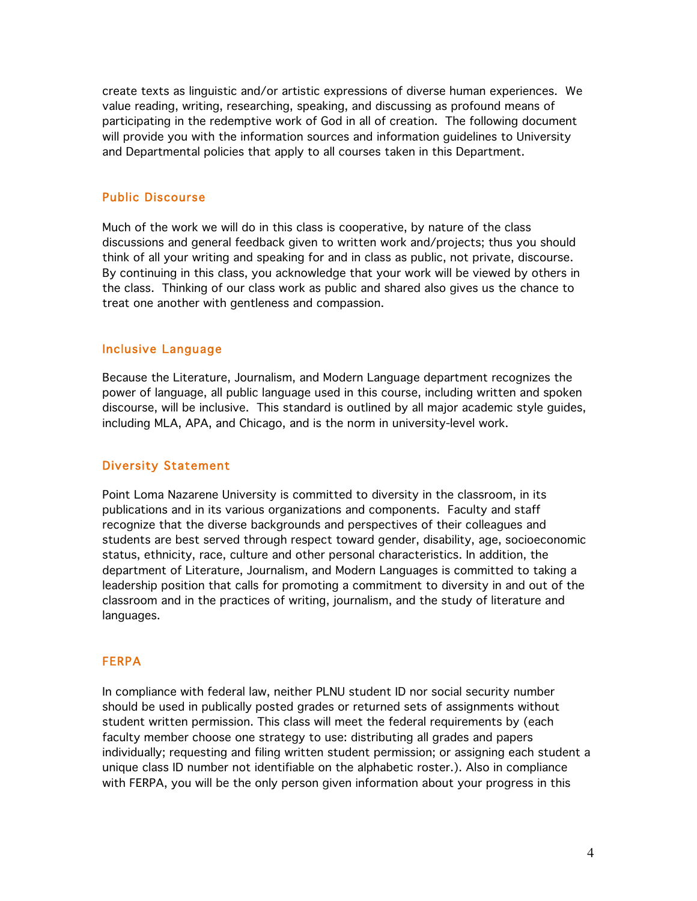create texts as linguistic and/or artistic expressions of diverse human experiences. We value reading, writing, researching, speaking, and discussing as profound means of participating in the redemptive work of God in all of creation. The following document will provide you with the information sources and information guidelines to University and Departmental policies that apply to all courses taken in this Department.

## Public Discourse

Much of the work we will do in this class is cooperative, by nature of the class discussions and general feedback given to written work and/projects; thus you should think of all your writing and speaking for and in class as public, not private, discourse. By continuing in this class, you acknowledge that your work will be viewed by others in the class. Thinking of our class work as public and shared also gives us the chance to treat one another with gentleness and compassion.

## Inclusive Language

Because the Literature, Journalism, and Modern Language department recognizes the power of language, all public language used in this course, including written and spoken discourse, will be inclusive. This standard is outlined by all major academic style guides, including MLA, APA, and Chicago, and is the norm in university-level work.

## Diversity Statement

Point Loma Nazarene University is committed to diversity in the classroom, in its publications and in its various organizations and components. Faculty and staff recognize that the diverse backgrounds and perspectives of their colleagues and students are best served through respect toward gender, disability, age, socioeconomic status, ethnicity, race, culture and other personal characteristics. In addition, the department of Literature, Journalism, and Modern Languages is committed to taking a leadership position that calls for promoting a commitment to diversity in and out of the classroom and in the practices of writing, journalism, and the study of literature and languages.

## FERPA

In compliance with federal law, neither PLNU student ID nor social security number should be used in publically posted grades or returned sets of assignments without student written permission. This class will meet the federal requirements by (each faculty member choose one strategy to use: distributing all grades and papers individually; requesting and filing written student permission; or assigning each student a unique class ID number not identifiable on the alphabetic roster.). Also in compliance with FERPA, you will be the only person given information about your progress in this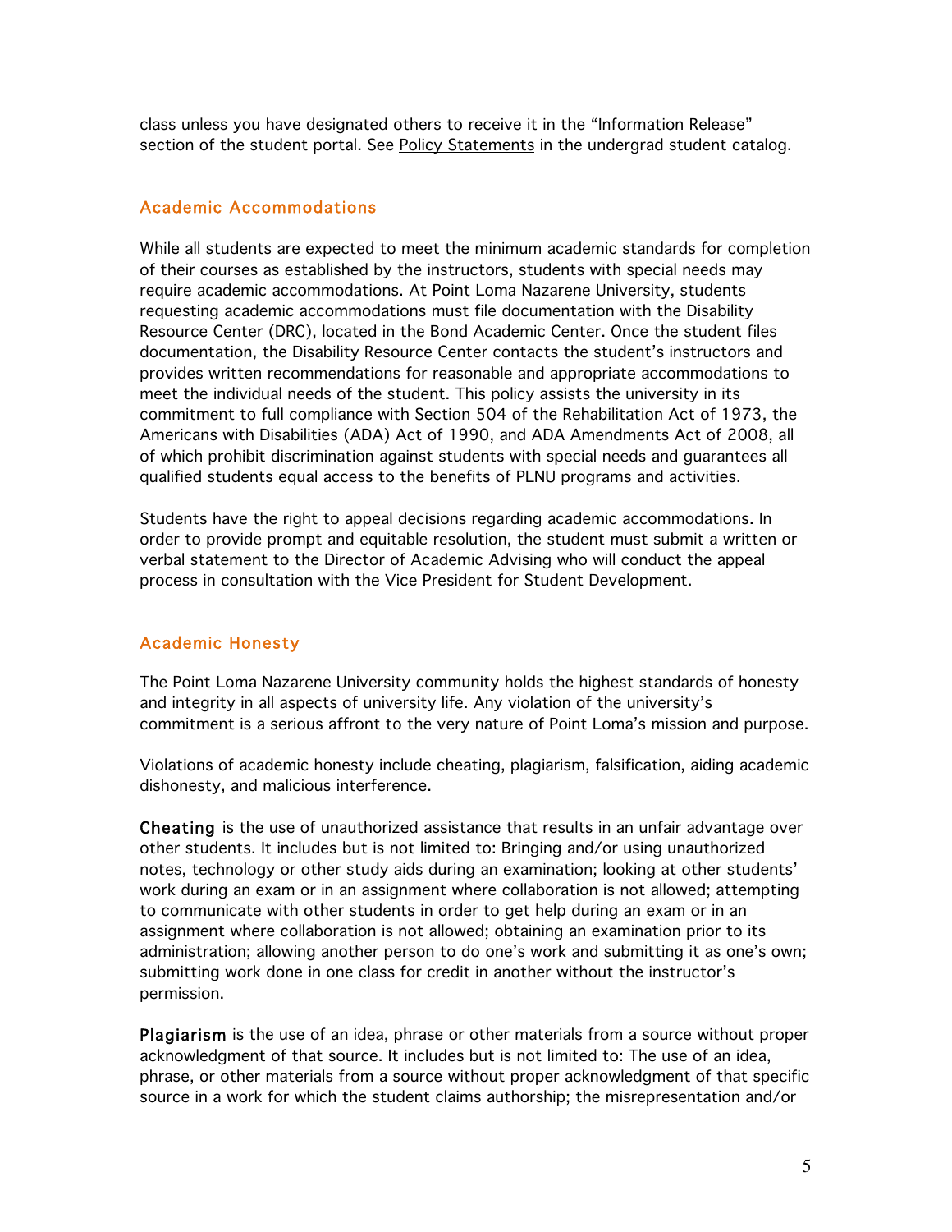class unless you have designated others to receive it in the "Information Release" section of the student portal. See Policy Statements in the undergrad student catalog.

## Academic Accommodations

While all students are expected to meet the minimum academic standards for completion of their courses as established by the instructors, students with special needs may require academic accommodations. At Point Loma Nazarene University, students requesting academic accommodations must file documentation with the Disability Resource Center (DRC), located in the Bond Academic Center. Once the student files documentation, the Disability Resource Center contacts the student's instructors and provides written recommendations for reasonable and appropriate accommodations to meet the individual needs of the student. This policy assists the university in its commitment to full compliance with Section 504 of the Rehabilitation Act of 1973, the Americans with Disabilities (ADA) Act of 1990, and ADA Amendments Act of 2008, all of which prohibit discrimination against students with special needs and guarantees all qualified students equal access to the benefits of PLNU programs and activities.

Students have the right to appeal decisions regarding academic accommodations. In order to provide prompt and equitable resolution, the student must submit a written or verbal statement to the Director of Academic Advising who will conduct the appeal process in consultation with the Vice President for Student Development.

## Academic Honesty

The Point Loma Nazarene University community holds the highest standards of honesty and integrity in all aspects of university life. Any violation of the university's commitment is a serious affront to the very nature of Point Loma's mission and purpose.

Violations of academic honesty include cheating, plagiarism, falsification, aiding academic dishonesty, and malicious interference.

**Cheating** is the use of unauthorized assistance that results in an unfair advantage over other students. It includes but is not limited to: Bringing and/or using unauthorized notes, technology or other study aids during an examination; looking at other students' work during an exam or in an assignment where collaboration is not allowed; attempting to communicate with other students in order to get help during an exam or in an assignment where collaboration is not allowed; obtaining an examination prior to its administration; allowing another person to do one's work and submitting it as one's own; submitting work done in one class for credit in another without the instructor's permission.

**Plagiarism** is the use of an idea, phrase or other materials from a source without proper acknowledgment of that source. It includes but is not limited to: The use of an idea, phrase, or other materials from a source without proper acknowledgment of that specific source in a work for which the student claims authorship; the misrepresentation and/or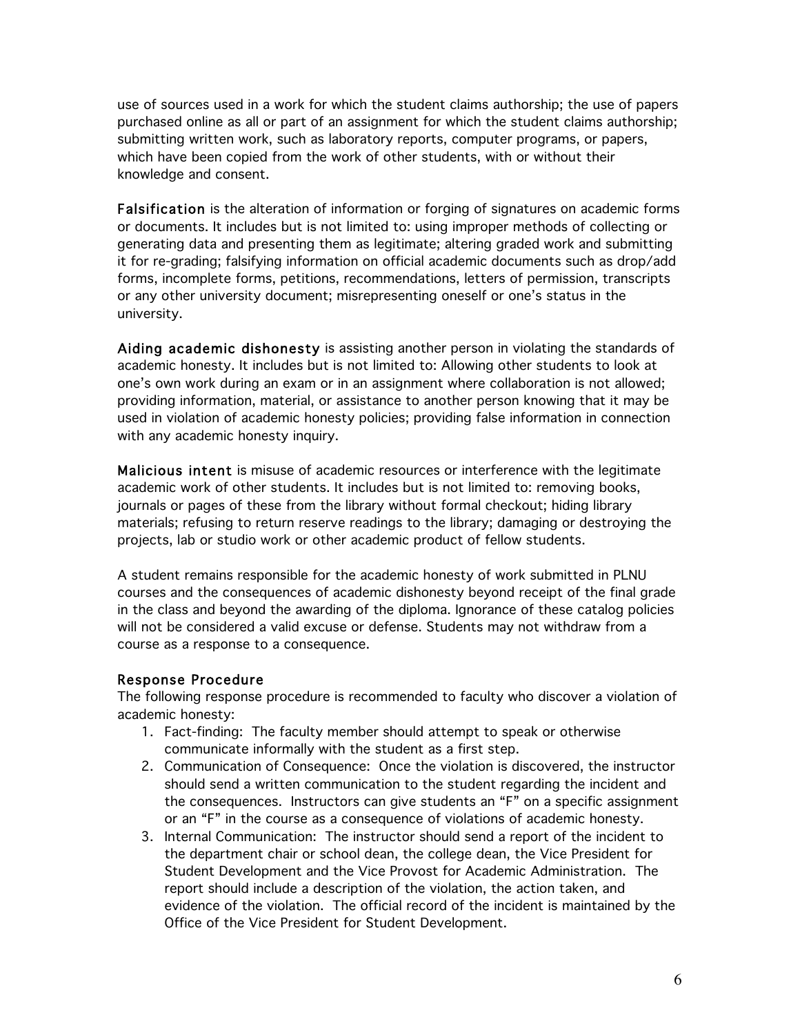use of sources used in a work for which the student claims authorship; the use of papers purchased online as all or part of an assignment for which the student claims authorship; submitting written work, such as laboratory reports, computer programs, or papers, which have been copied from the work of other students, with or without their knowledge and consent.

**Falsification** is the alteration of information or forging of signatures on academic forms or documents. It includes but is not limited to: using improper methods of collecting or generating data and presenting them as legitimate; altering graded work and submitting it for re-grading; falsifying information on official academic documents such as drop/add forms, incomplete forms, petitions, recommendations, letters of permission, transcripts or any other university document; misrepresenting oneself or one's status in the university.

**Aiding academic dishonesty** is assisting another person in violating the standards of academic honesty. It includes but is not limited to: Allowing other students to look at one's own work during an exam or in an assignment where collaboration is not allowed; providing information, material, or assistance to another person knowing that it may be used in violation of academic honesty policies; providing false information in connection with any academic honesty inquiry.

**Malicious intent** is misuse of academic resources or interference with the legitimate academic work of other students. It includes but is not limited to: removing books, journals or pages of these from the library without formal checkout; hiding library materials; refusing to return reserve readings to the library; damaging or destroying the projects, lab or studio work or other academic product of fellow students.

A student remains responsible for the academic honesty of work submitted in PLNU courses and the consequences of academic dishonesty beyond receipt of the final grade in the class and beyond the awarding of the diploma. Ignorance of these catalog policies will not be considered a valid excuse or defense. Students may not withdraw from a course as a response to a consequence.

### Response Procedure

The following response procedure is recommended to faculty who discover a violation of academic honesty:

1. Fact-finding: The faculty member should attempt to speak or otherwise communicate informally with the student as a first step.
2. Communication of Consequence: Once the violation is discovered, the instructor should send a written communication to the student regarding the incident and the consequences. Instructors can give students an "F" on a specific assignment or an "F" in the course as a consequence of violations of academic honesty.
3. Internal Communication: The instructor should send a report of the incident to the department chair or school dean, the college dean, the Vice President for Student Development and the Vice Provost for Academic Administration. The report should include a description of the violation, the action taken, and evidence of the violation. The official record of the incident is maintained by the Office of the Vice President for Student Development.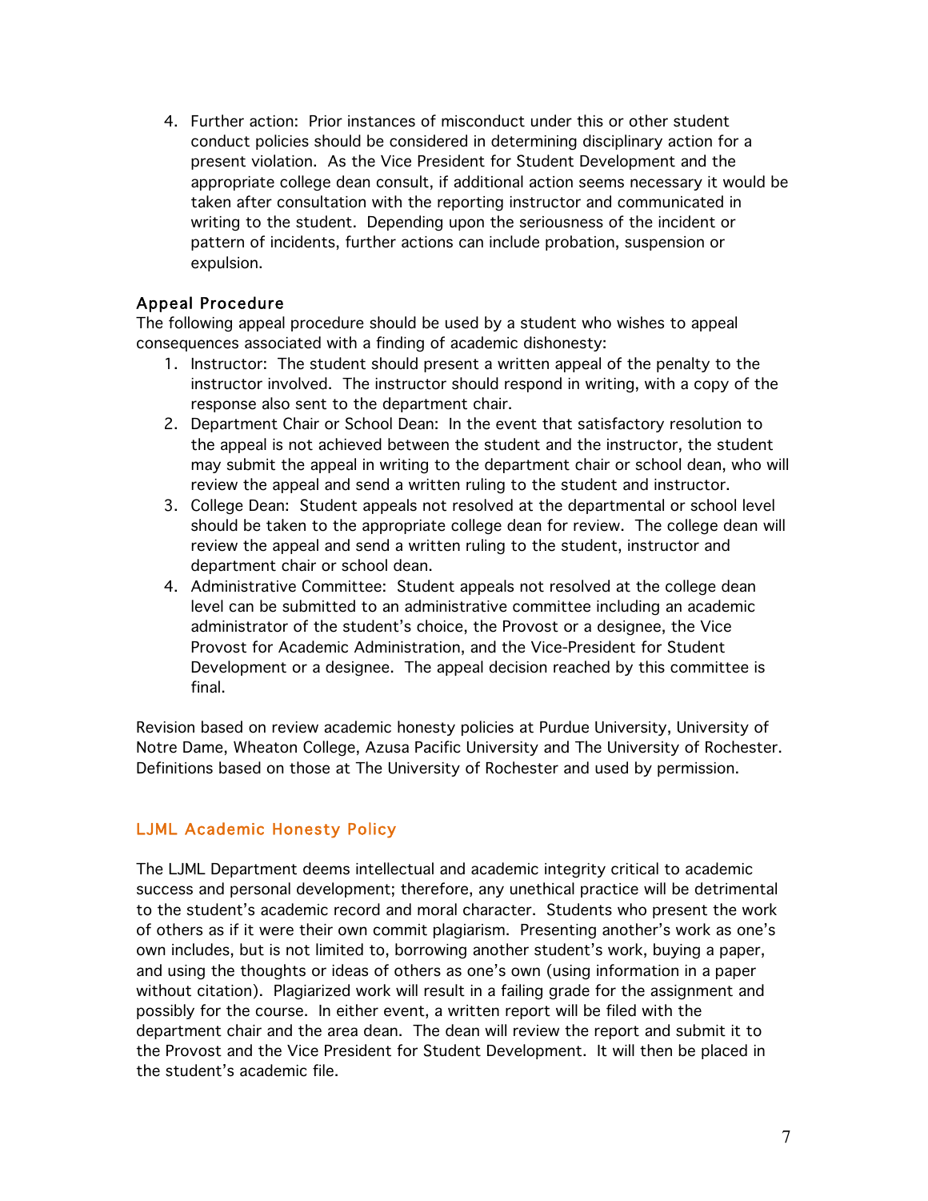4. Further action: Prior instances of misconduct under this or other student conduct policies should be considered in determining disciplinary action for a present violation. As the Vice President for Student Development and the appropriate college dean consult, if additional action seems necessary it would be taken after consultation with the reporting instructor and communicated in writing to the student. Depending upon the seriousness of the incident or pattern of incidents, further actions can include probation, suspension or expulsion.

### Appeal Procedure

The following appeal procedure should be used by a student who wishes to appeal consequences associated with a finding of academic dishonesty:

1. Instructor: The student should present a written appeal of the penalty to the instructor involved. The instructor should respond in writing, with a copy of the response also sent to the department chair.
2. Department Chair or School Dean: In the event that satisfactory resolution to the appeal is not achieved between the student and the instructor, the student may submit the appeal in writing to the department chair or school dean, who will review the appeal and send a written ruling to the student and instructor.
3. College Dean: Student appeals not resolved at the departmental or school level should be taken to the appropriate college dean for review. The college dean will review the appeal and send a written ruling to the student, instructor and department chair or school dean.
4. Administrative Committee: Student appeals not resolved at the college dean level can be submitted to an administrative committee including an academic administrator of the student's choice, the Provost or a designee, the Vice Provost for Academic Administration, and the Vice-President for Student Development or a designee. The appeal decision reached by this committee is final.

Revision based on review academic honesty policies at Purdue University, University of Notre Dame, Wheaton College, Azusa Pacific University and The University of Rochester. Definitions based on those at The University of Rochester and used by permission.

## LJML Academic Honesty Policy

The LJML Department deems intellectual and academic integrity critical to academic success and personal development; therefore, any unethical practice will be detrimental to the student's academic record and moral character. Students who present the work of others as if it were their own commit plagiarism. Presenting another's work as one's own includes, but is not limited to, borrowing another student's work, buying a paper, and using the thoughts or ideas of others as one's own (using information in a paper without citation). Plagiarized work will result in a failing grade for the assignment and possibly for the course. In either event, a written report will be filed with the department chair and the area dean. The dean will review the report and submit it to the Provost and the Vice President for Student Development. It will then be placed in the student's academic file.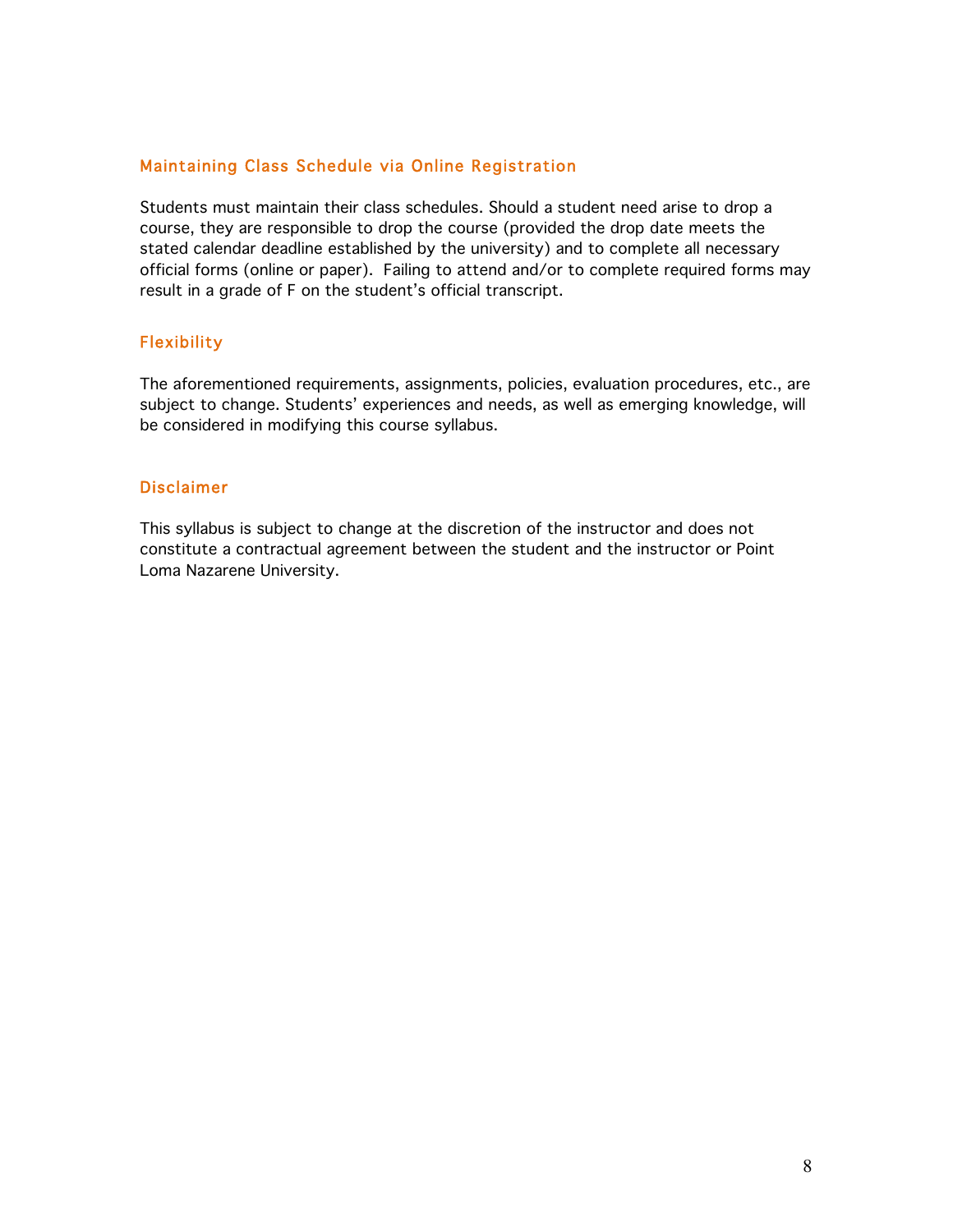### Maintaining Class Schedule via Online Registration

Students must maintain their class schedules. Should a student need arise to drop a course, they are responsible to drop the course (provided the drop date meets the stated calendar deadline established by the university) and to complete all necessary official forms (online or paper). Failing to attend and/or to complete required forms may result in a grade of F on the student's official transcript.

### Flexibility

The aforementioned requirements, assignments, policies, evaluation procedures, etc., are subject to change. Students' experiences and needs, as well as emerging knowledge, will be considered in modifying this course syllabus.

### Disclaimer

This syllabus is subject to change at the discretion of the instructor and does not constitute a contractual agreement between the student and the instructor or Point Loma Nazarene University.